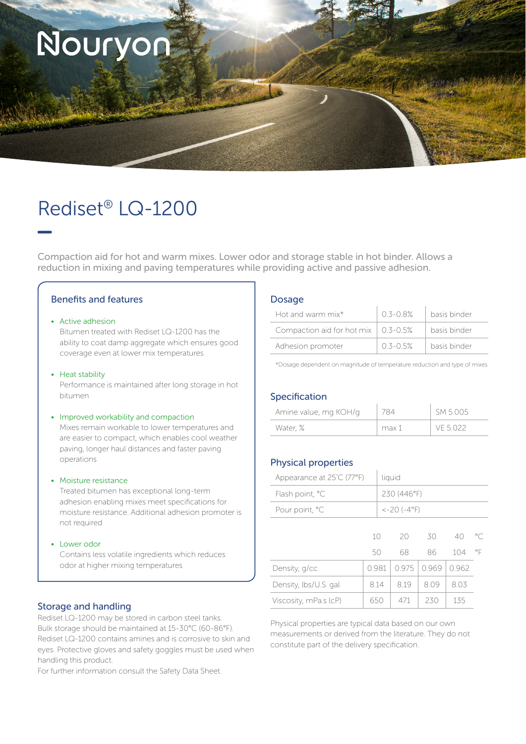Nouryon

# Rediset® LQ-1200

Compaction aid for hot and warm mixes. Lower odor and storage stable in hot binder. Allows a reduction in mixing and paving temperatures while providing active and passive adhesion.

## Benefits and features

- **Active adhesion**
  Bitumen treated with Rediset LQ-1200 has the ability to coat damp aggregate which ensures good coverage even at lower mix temperatures
- **Heat stability**
  Performance is maintained after long storage in hot bitumen
- **Improved workability and compaction**
  Mixes remain workable to lower temperatures and are easier to compact, which enables cool weather paving, longer haul distances and faster paving operations
- **Moisture resistance**
  Treated bitumen has exceptional long-term adhesion enabling mixes meet specifications for moisture resistance. Additional adhesion promoter is not required
- **Lower odor**
  Contains less volatile ingredients which reduces odor at higher mixing temperatures

## Storage and handling

Rediset LQ-1200 may be stored in carbon steel tanks.
Bulk storage should be maintained at 15-30°C (60-86°F).
Rediset LQ-1200 contains amines and is corrosive to skin and eyes. Protective gloves and safety goggles must be used when handling this product.
For further information consult the Safety Data Sheet.

## Dosage

| | | |
|---|---|---|
| Hot and warm mix* | 0.3-0.8% | basis binder |
| Compaction aid for hot mix | 0.3-0.5% | basis binder |
| Adhesion promoter | 0.3-0.5% | basis binder |

*Dosage dependent on magnitude of temperature reduction and type of mixes

## Specification

| | | |
|---|---|---|
| Amine value, mg KOH/g | 784 | SM 5.005 |
| Water, % | max 1 | VE 5.022 |

## Physical properties

| | |
|---|---|
| Appearance at 25°C (77°F) | liquid |
| Flash point, °C | 230 (446°F) |
| Pour point, °C | <-20 (-4°F) |

| | 10 | 20 | 30 | 40 | °C |
|---|---|---|---|---|---|
| | 50 | 68 | 86 | 104 | °F |
| Density, g/cc | 0.981 | 0.975 | 0.969 | 0.962 | |
| Density, lbs/U.S. gal | 8.14 | 8.19 | 8.09 | 8.03 | |
| Viscosity, mPa.s (cP) | 650 | 471 | 230 | 135 | |

Physical properties are typical data based on our own measurements or derived from the literature. They do not constitute part of the delivery specification.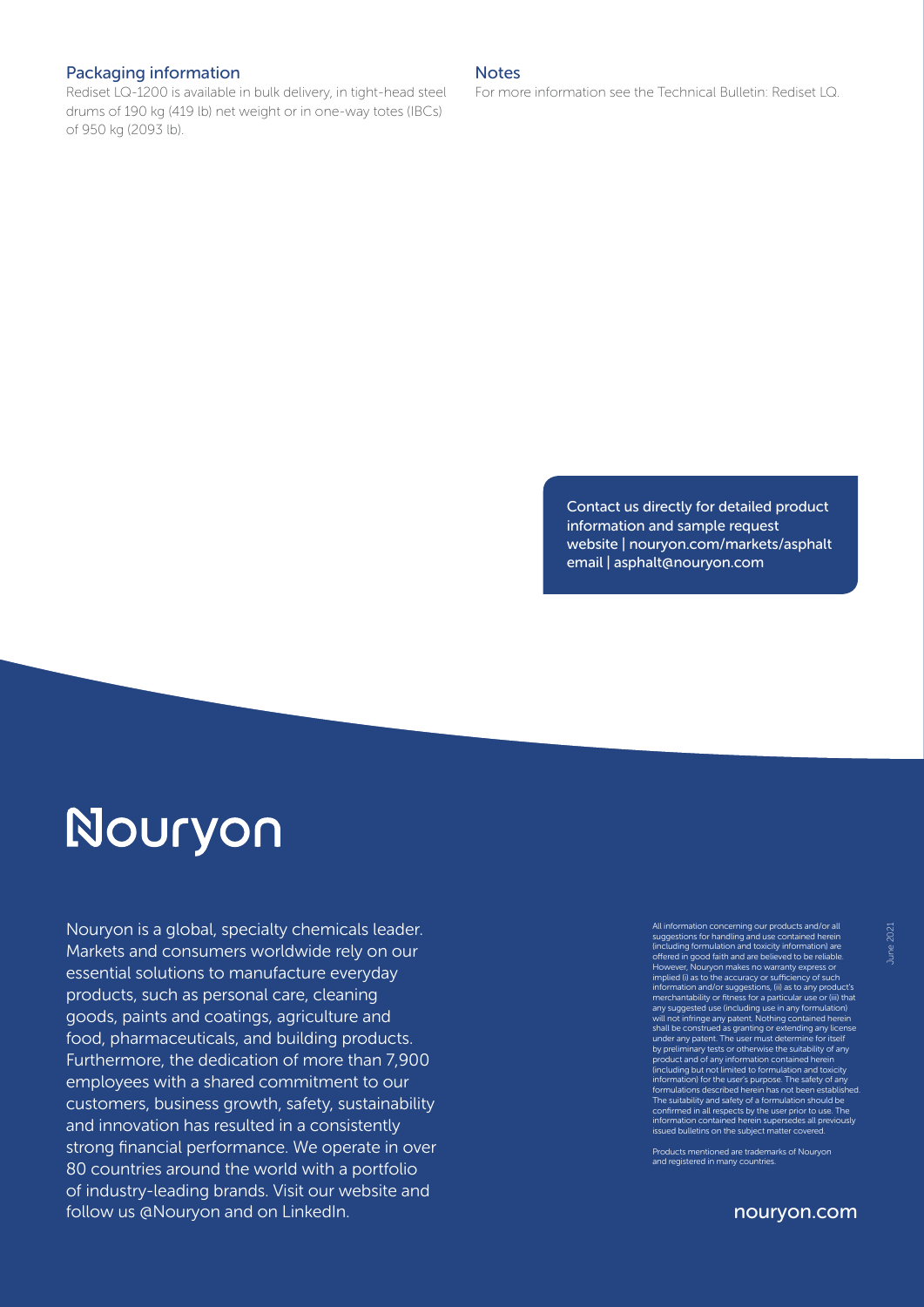## Packaging information

Rediset LQ-1200 is available in bulk delivery, in tight-head steel drums of 190 kg (419 lb) net weight or in one-way totes (IBCs) of 950 kg (2093 lb).

## Notes

For more information see the Technical Bulletin: Rediset LQ.

Contact us directly for detailed product information and sample request
website | nouryon.com/markets/asphalt
email | asphalt@nouryon.com

# Nouryon

Nouryon is a global, specialty chemicals leader. Markets and consumers worldwide rely on our essential solutions to manufacture everyday products, such as personal care, cleaning goods, paints and coatings, agriculture and food, pharmaceuticals, and building products. Furthermore, the dedication of more than 7,900 employees with a shared commitment to our customers, business growth, safety, sustainability and innovation has resulted in a consistently strong financial performance. We operate in over 80 countries around the world with a portfolio of industry-leading brands. Visit our website and follow us @Nouryon and on LinkedIn.

All information concerning our products and/or all suggestions for handling and use contained herein (including formulation and toxicity information) are offered in good faith and are believed to be reliable. However, Nouryon makes no warranty express or implied (i) as to the accuracy or sufficiency of such information and/or suggestions, (ii) as to any product's merchantability or fitness for a particular use or (iii) that any suggested use (including use in any formulation) will not infringe any patent. Nothing contained herein shall be construed as granting or extending any license under any patent. The user must determine for itself by preliminary tests or otherwise the suitability of any product and of any information contained herein (including but not limited to formulation and toxicity information) for the user's purpose. The safety of any formulations described herein has not been established. The suitability and safety of a formulation should be confirmed in all respects by the user prior to use. The information contained herein supersedes all previously issued bulletins on the subject matter covered.

Products mentioned are trademarks of Nouryon and registered in many countries.

June 2021

nouryon.com